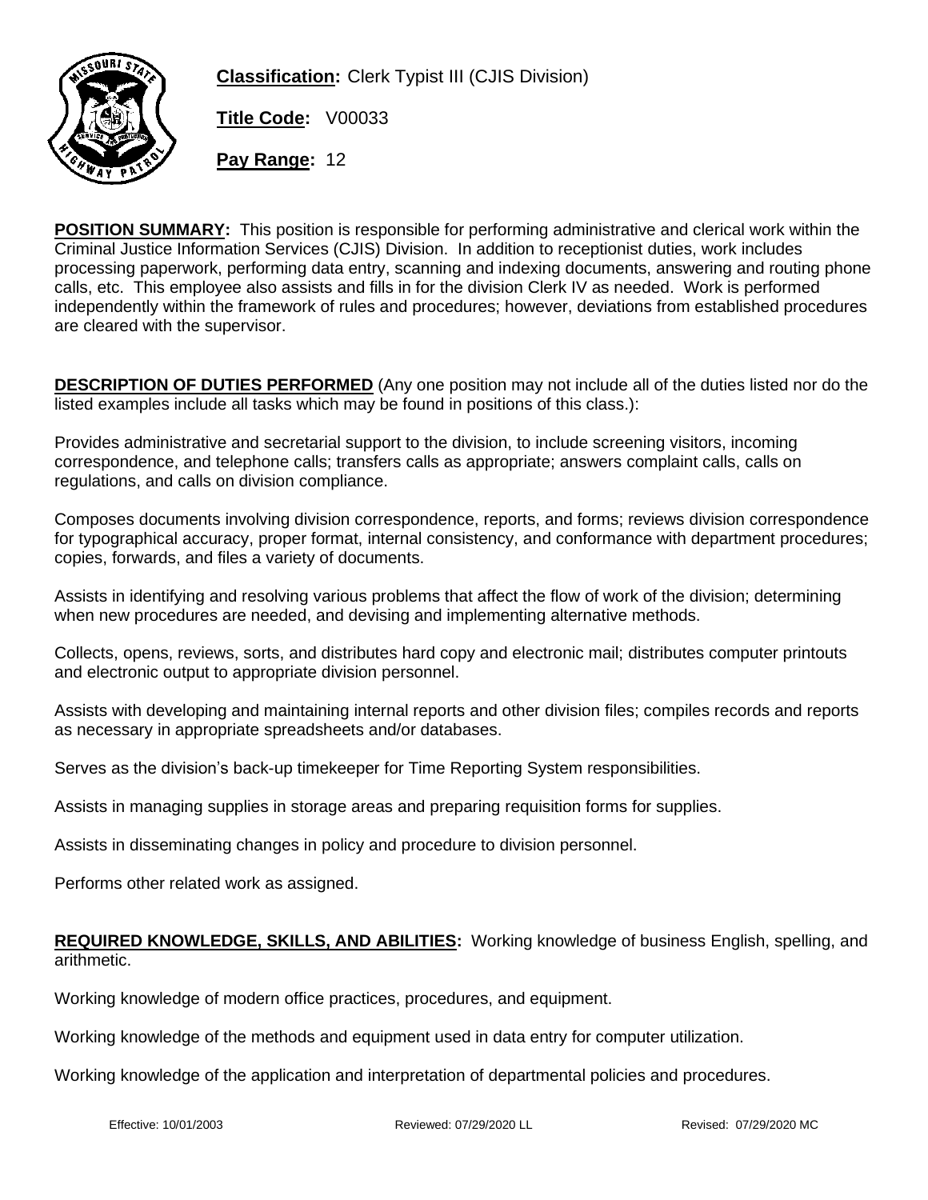**Classification:** Clerk Typist III (CJIS Division)

**Title Code:** V00033

**Pay Range:** 12

**POSITION SUMMARY:** This position is responsible for performing administrative and clerical work within the Criminal Justice Information Services (CJIS) Division. In addition to receptionist duties, work includes processing paperwork, performing data entry, scanning and indexing documents, answering and routing phone calls, etc. This employee also assists and fills in for the division Clerk IV as needed. Work is performed independently within the framework of rules and procedures; however, deviations from established procedures are cleared with the supervisor.

**DESCRIPTION OF DUTIES PERFORMED** (Any one position may not include all of the duties listed nor do the listed examples include all tasks which may be found in positions of this class.):

Provides administrative and secretarial support to the division, to include screening visitors, incoming correspondence, and telephone calls; transfers calls as appropriate; answers complaint calls, calls on regulations, and calls on division compliance.

Composes documents involving division correspondence, reports, and forms; reviews division correspondence for typographical accuracy, proper format, internal consistency, and conformance with department procedures; copies, forwards, and files a variety of documents.

Assists in identifying and resolving various problems that affect the flow of work of the division; determining when new procedures are needed, and devising and implementing alternative methods.

Collects, opens, reviews, sorts, and distributes hard copy and electronic mail; distributes computer printouts and electronic output to appropriate division personnel.

Assists with developing and maintaining internal reports and other division files; compiles records and reports as necessary in appropriate spreadsheets and/or databases.

Serves as the division's back-up timekeeper for Time Reporting System responsibilities.

Assists in managing supplies in storage areas and preparing requisition forms for supplies.

Assists in disseminating changes in policy and procedure to division personnel.

Performs other related work as assigned.

**REQUIRED KNOWLEDGE, SKILLS, AND ABILITIES:** Working knowledge of business English, spelling, and arithmetic.

Working knowledge of modern office practices, procedures, and equipment.

Working knowledge of the methods and equipment used in data entry for computer utilization.

Working knowledge of the application and interpretation of departmental policies and procedures.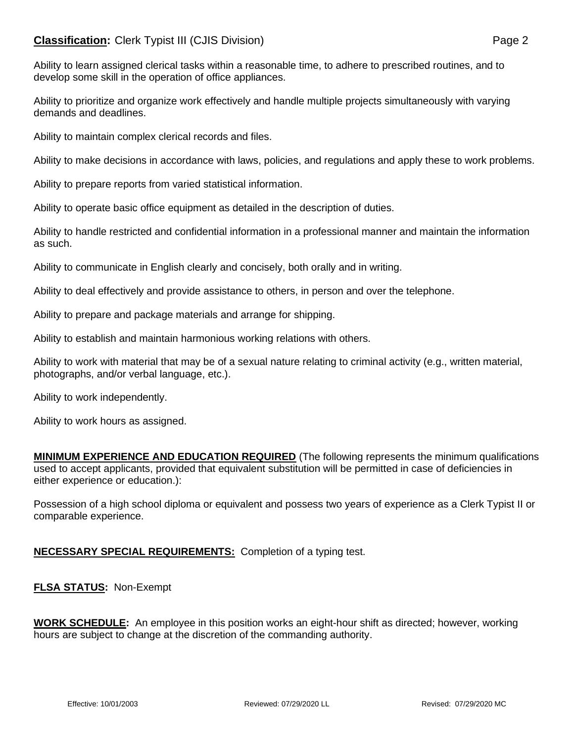Ability to learn assigned clerical tasks within a reasonable time, to adhere to prescribed routines, and to develop some skill in the operation of office appliances.

Ability to prioritize and organize work effectively and handle multiple projects simultaneously with varying demands and deadlines.

Ability to maintain complex clerical records and files.

Ability to make decisions in accordance with laws, policies, and regulations and apply these to work problems.

Ability to prepare reports from varied statistical information.

Ability to operate basic office equipment as detailed in the description of duties.

Ability to handle restricted and confidential information in a professional manner and maintain the information as such.

Ability to communicate in English clearly and concisely, both orally and in writing.

Ability to deal effectively and provide assistance to others, in person and over the telephone.

Ability to prepare and package materials and arrange for shipping.

Ability to establish and maintain harmonious working relations with others.

Ability to work with material that may be of a sexual nature relating to criminal activity (e.g., written material, photographs, and/or verbal language, etc.).

Ability to work independently.

Ability to work hours as assigned.

**MINIMUM EXPERIENCE AND EDUCATION REQUIRED** (The following represents the minimum qualifications used to accept applicants, provided that equivalent substitution will be permitted in case of deficiencies in either experience or education.):

Possession of a high school diploma or equivalent and possess two years of experience as a Clerk Typist II or comparable experience.

**NECESSARY SPECIAL REQUIREMENTS:** Completion of a typing test.

**FLSA STATUS:** Non-Exempt

**WORK SCHEDULE:** An employee in this position works an eight-hour shift as directed; however, working hours are subject to change at the discretion of the commanding authority.

Effective: 10/01/2003 Reviewed: 07/29/2020 LL Revised: 07/29/2020 MC